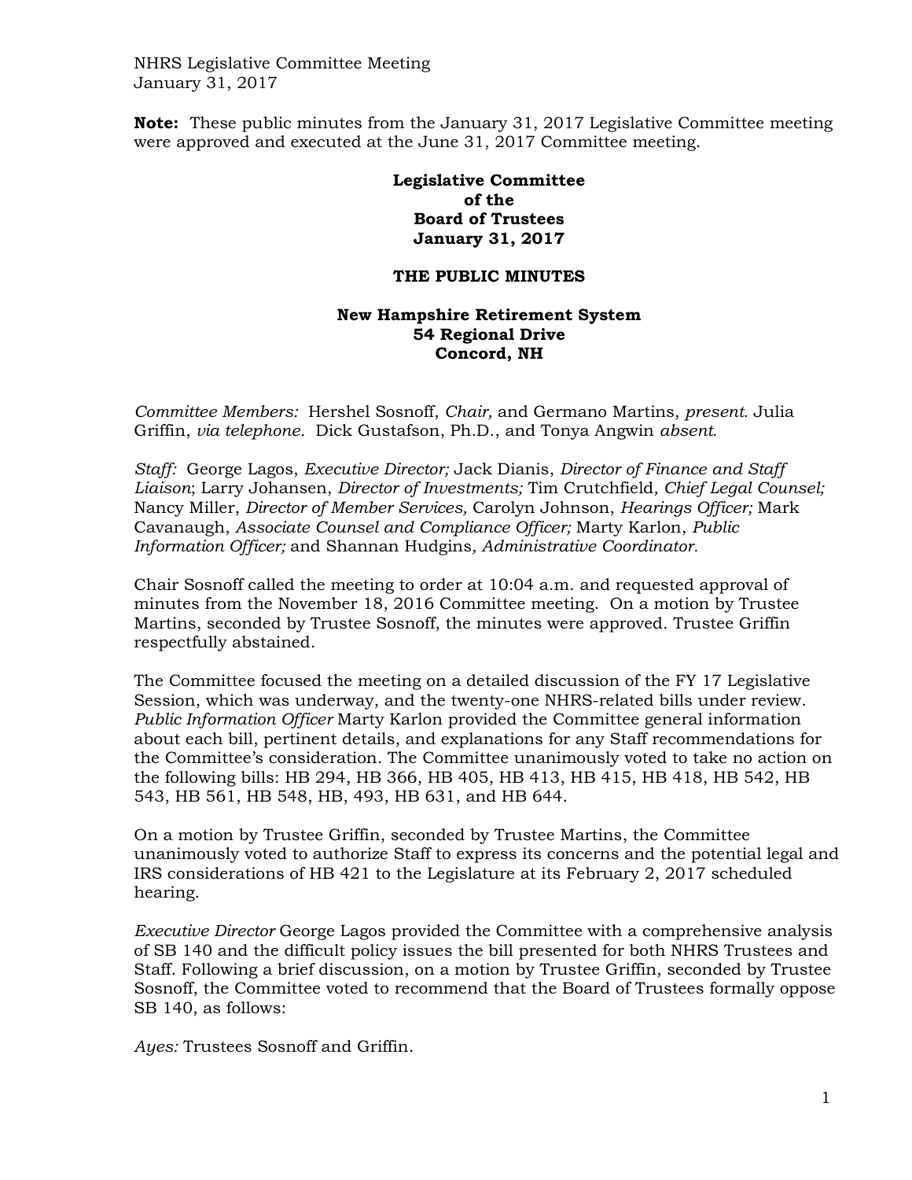NHRS Legislative Committee Meeting
January 31, 2017

**Note:** These public minutes from the January 31, 2017 Legislative Committee meeting were approved and executed at the June 31, 2017 Committee meeting.

**Legislative Committee**
**of the**
**Board of Trustees**
**January 31, 2017**

**THE PUBLIC MINUTES**

**New Hampshire Retirement System**
**54 Regional Drive**
**Concord, NH**

*Committee Members:* Hershel Sosnoff, *Chair,* and Germano Martins, *present.* Julia Griffin, *via telephone.* Dick Gustafson, Ph.D., and Tonya Angwin *absent.*

*Staff:* George Lagos, *Executive Director;* Jack Dianis, *Director of Finance and Staff Liaison*; Larry Johansen, *Director of Investments;* Tim Crutchfield*, Chief Legal Counsel;* Nancy Miller, *Director of Member Services,* Carolyn Johnson, *Hearings Officer;* Mark Cavanaugh, *Associate Counsel and Compliance Officer;* Marty Karlon, *Public Information Officer;* and Shannan Hudgins*, Administrative Coordinator.*

Chair Sosnoff called the meeting to order at 10:04 a.m. and requested approval of minutes from the November 18, 2016 Committee meeting. On a motion by Trustee Martins, seconded by Trustee Sosnoff, the minutes were approved. Trustee Griffin respectfully abstained.

The Committee focused the meeting on a detailed discussion of the FY 17 Legislative Session, which was underway, and the twenty-one NHRS-related bills under review. *Public Information Officer* Marty Karlon provided the Committee general information about each bill, pertinent details, and explanations for any Staff recommendations for the Committee's consideration. The Committee unanimously voted to take no action on the following bills: HB 294, HB 366, HB 405, HB 413, HB 415, HB 418, HB 542, HB 543, HB 561, HB 548, HB, 493, HB 631, and HB 644.

On a motion by Trustee Griffin, seconded by Trustee Martins, the Committee unanimously voted to authorize Staff to express its concerns and the potential legal and IRS considerations of HB 421 to the Legislature at its February 2, 2017 scheduled hearing.

*Executive Director* George Lagos provided the Committee with a comprehensive analysis of SB 140 and the difficult policy issues the bill presented for both NHRS Trustees and Staff. Following a brief discussion, on a motion by Trustee Griffin, seconded by Trustee Sosnoff, the Committee voted to recommend that the Board of Trustees formally oppose SB 140, as follows:

*Ayes:* Trustees Sosnoff and Griffin.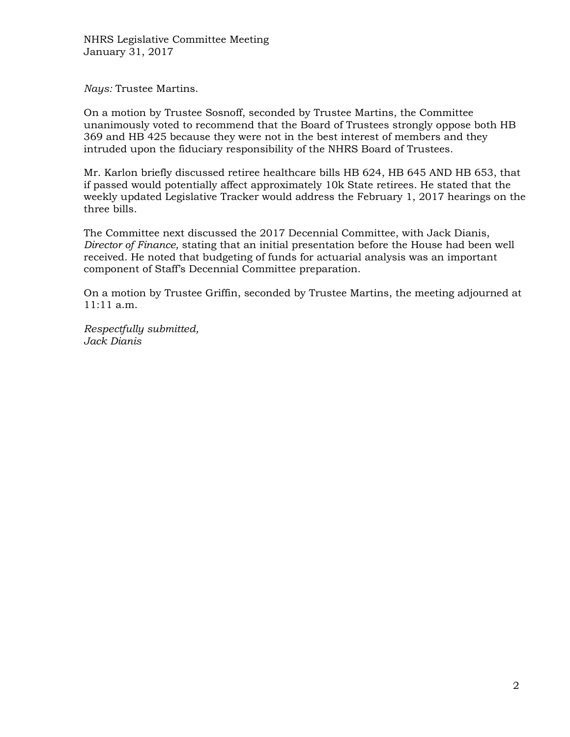*Nays:* Trustee Martins.

On a motion by Trustee Sosnoff, seconded by Trustee Martins, the Committee unanimously voted to recommend that the Board of Trustees strongly oppose both HB 369 and HB 425 because they were not in the best interest of members and they intruded upon the fiduciary responsibility of the NHRS Board of Trustees.

Mr. Karlon briefly discussed retiree healthcare bills HB 624, HB 645 AND HB 653, that if passed would potentially affect approximately 10k State retirees. He stated that the weekly updated Legislative Tracker would address the February 1, 2017 hearings on the three bills.

The Committee next discussed the 2017 Decennial Committee, with Jack Dianis, *Director of Finance,* stating that an initial presentation before the House had been well received. He noted that budgeting of funds for actuarial analysis was an important component of Staff's Decennial Committee preparation.

On a motion by Trustee Griffin, seconded by Trustee Martins, the meeting adjourned at 11:11 a.m.

*Respectfully submitted,*
*Jack Dianis*